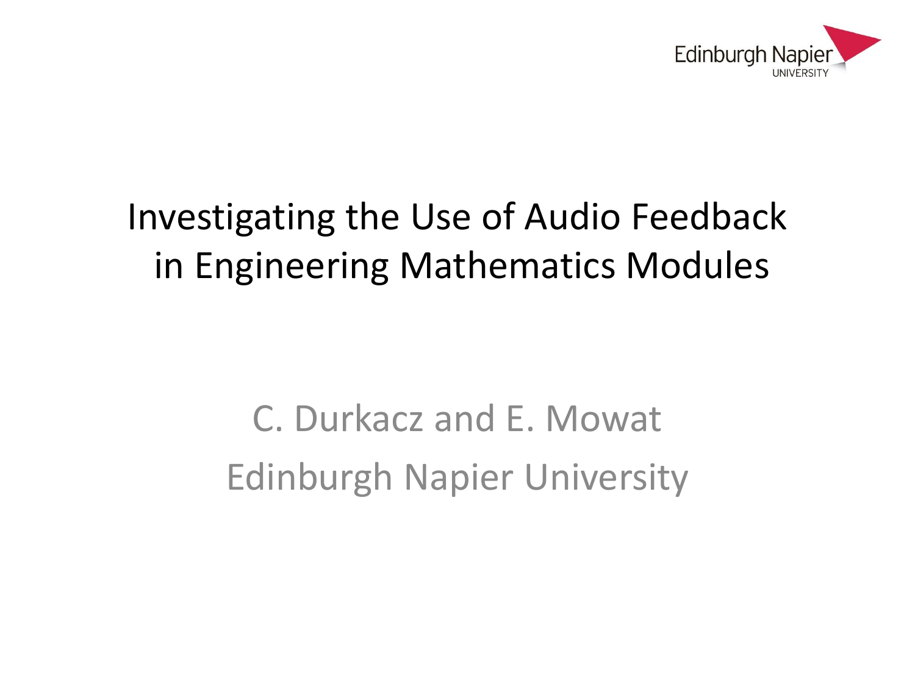Edinburgh Napier UNIVERSITY

# Investigating the Use of Audio Feedback in Engineering Mathematics Modules

C. Durkacz and E. Mowat

Edinburgh Napier University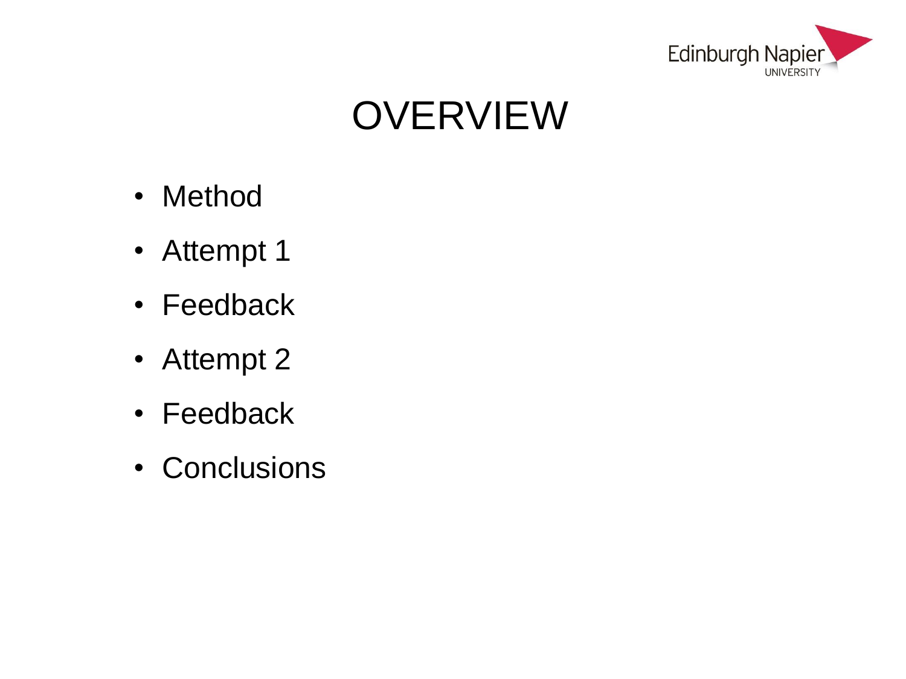# OVERVIEW

- Method
- Attempt 1
- Feedback
- Attempt 2
- Feedback
- Conclusions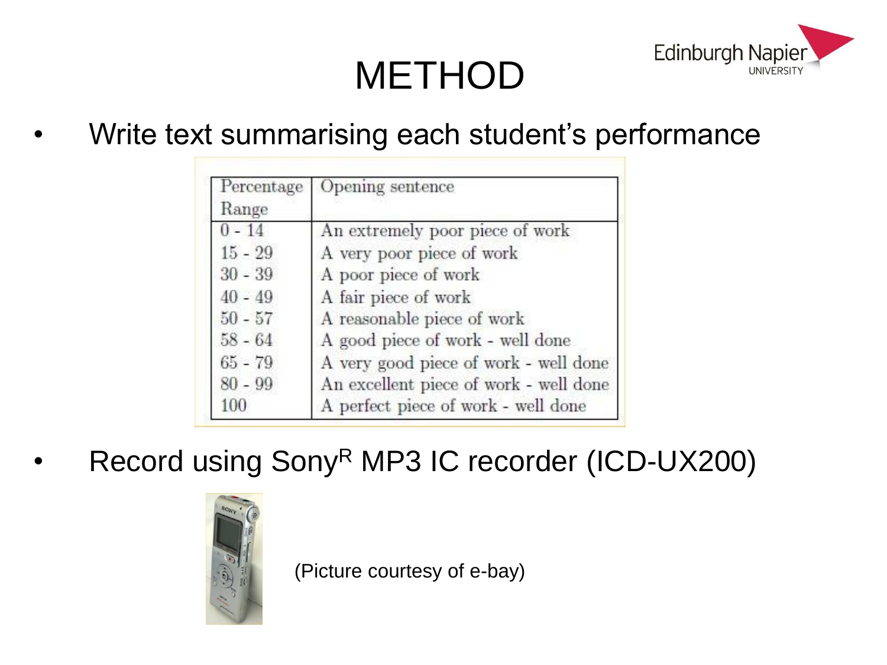# METHOD

- Write text summarising each student's performance

| Percentage Range | Opening sentence |
|---|---|
| 0 - 14 | An extremely poor piece of work |
| 15 - 29 | A very poor piece of work |
| 30 - 39 | A poor piece of work |
| 40 - 49 | A fair piece of work |
| 50 - 57 | A reasonable piece of work |
| 58 - 64 | A good piece of work - well done |
| 65 - 79 | A very good piece of work - well done |
| 80 - 99 | An excellent piece of work - well done |
| 100 | A perfect piece of work - well done |

- Record using Sony[R] MP3 IC recorder (ICD-UX200)

(Picture courtesy of e-bay)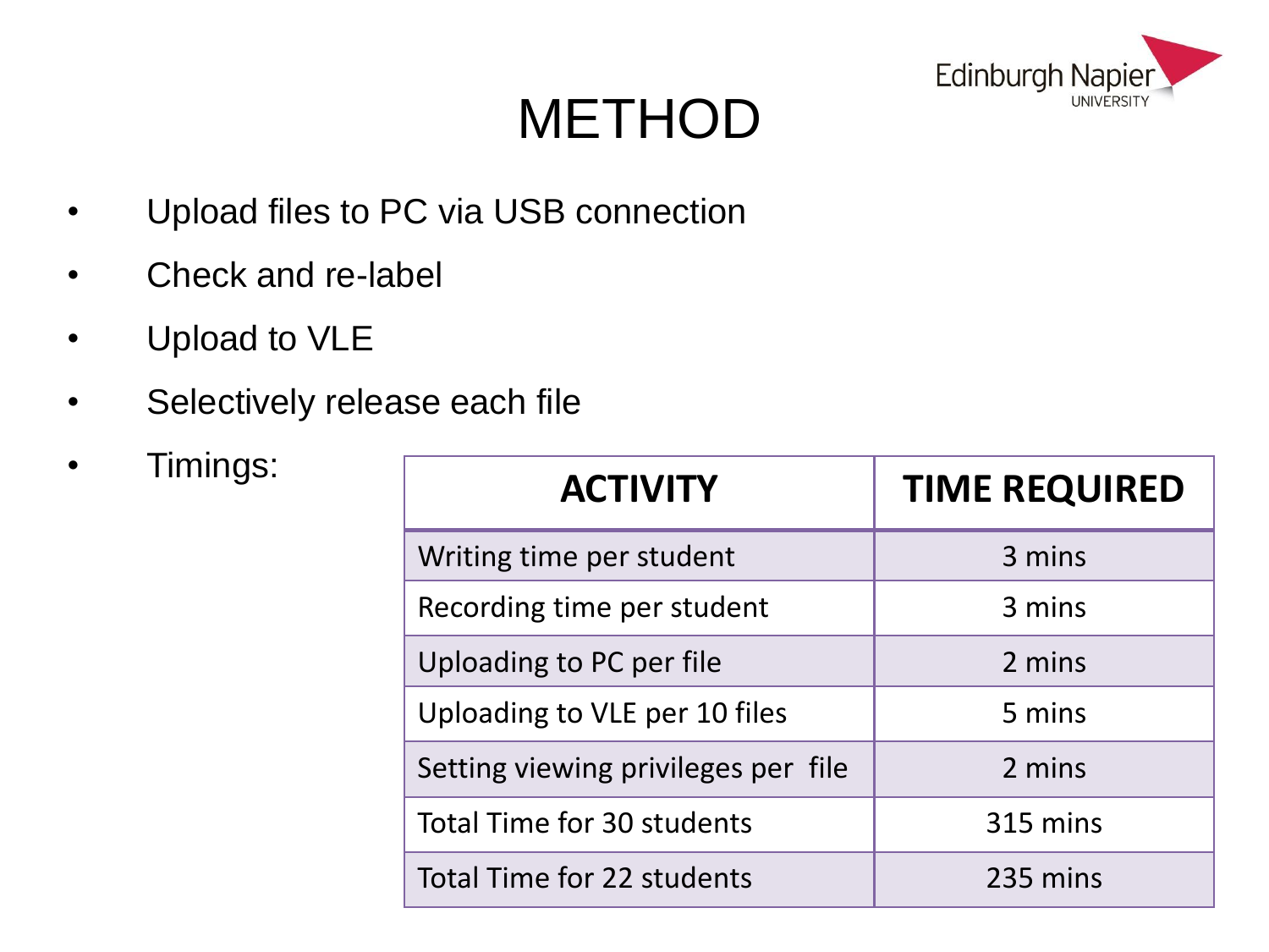# METHOD

- Upload files to PC via USB connection
- Check and re-label
- Upload to VLE
- Selectively release each file
- Timings:

| ACTIVITY | TIME REQUIRED |
|---|---|
| Writing time per student | 3 mins |
| Recording time per student | 3 mins |
| Uploading to PC per file | 2 mins |
| Uploading to VLE per 10 files | 5 mins |
| Setting viewing privileges per file | 2 mins |
| Total Time for 30 students | 315 mins |
| Total Time for 22 students | 235 mins |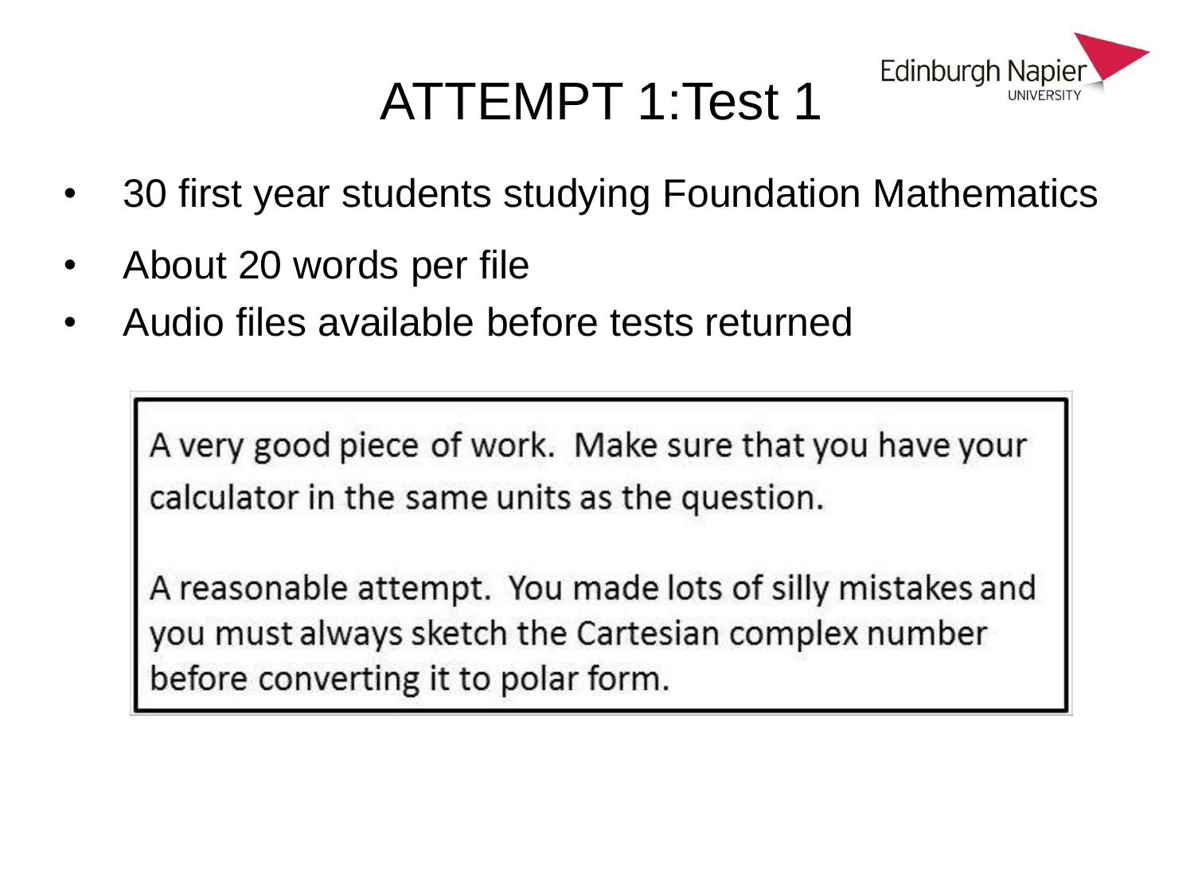# ATTEMPT 1:Test 1

- 30 first year students studying Foundation Mathematics
- About 20 words per file
- Audio files available before tests returned

> A very good piece of work. Make sure that you have your calculator in the same units as the question.
>
> A reasonable attempt. You made lots of silly mistakes and you must always sketch the Cartesian complex number before converting it to polar form.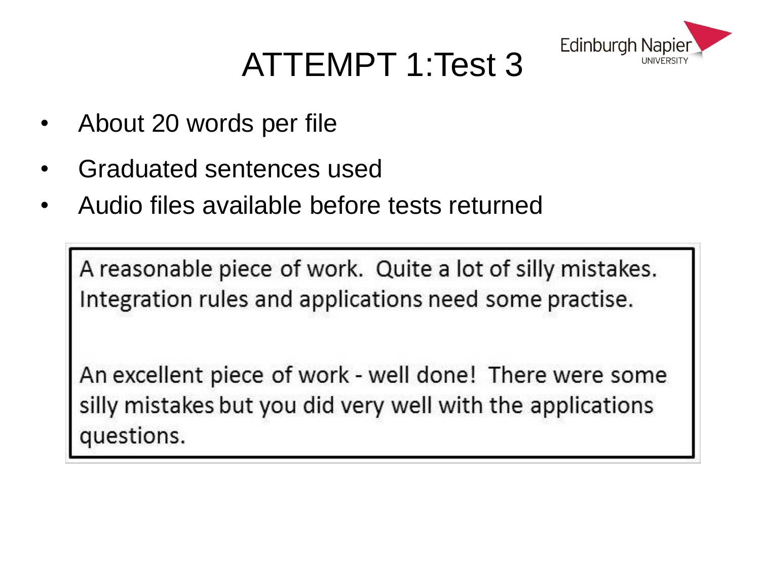# ATTEMPT 1:Test 3

- About 20 words per file
- Graduated sentences used
- Audio files available before tests returned

> A reasonable piece of work. Quite a lot of silly mistakes. Integration rules and applications need some practise.
>
> An excellent piece of work - well done! There were some silly mistakes but you did very well with the applications questions.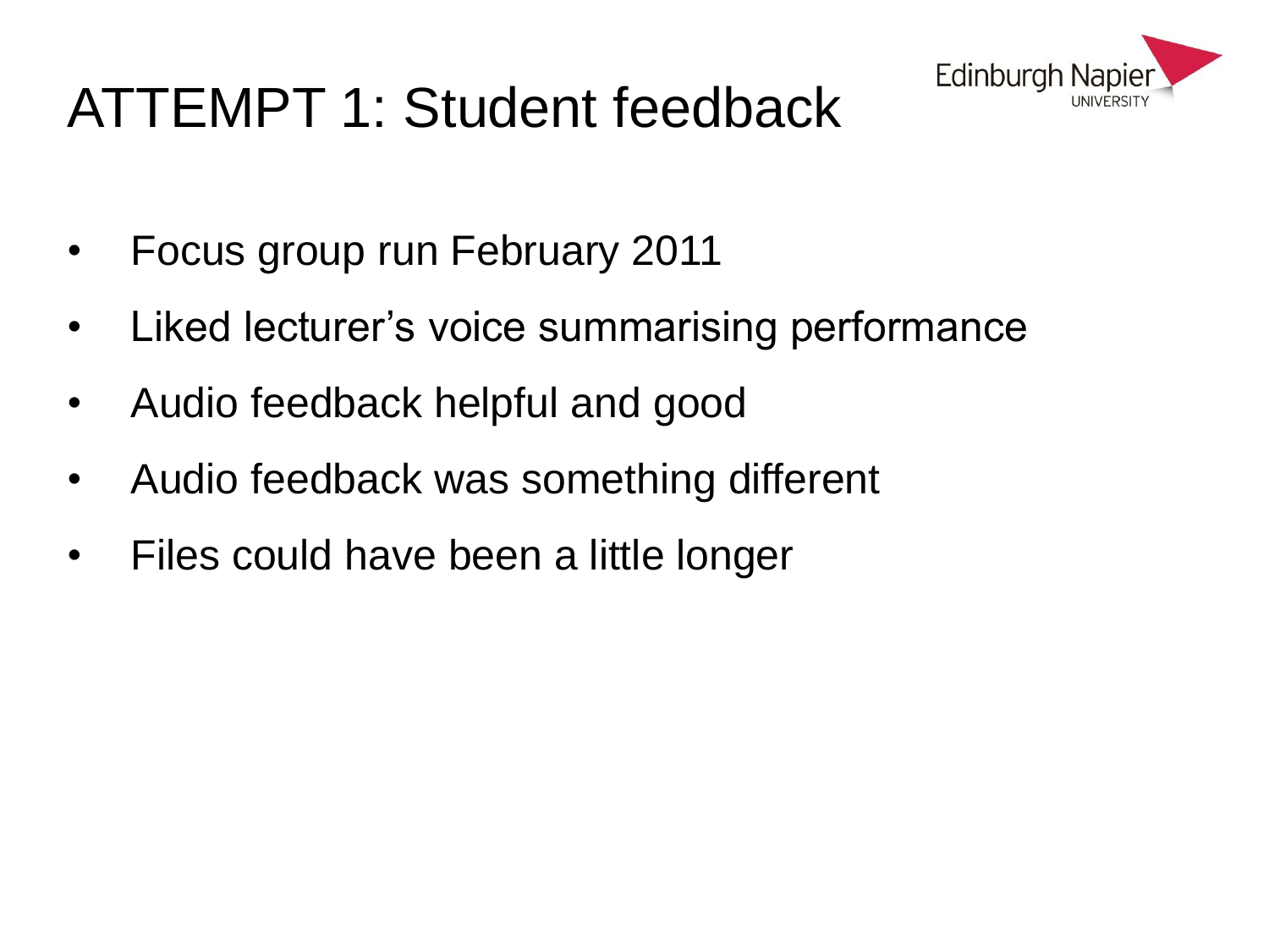# ATTEMPT 1: Student feedback

- Focus group run February 2011
- Liked lecturer's voice summarising performance
- Audio feedback helpful and good
- Audio feedback was something different
- Files could have been a little longer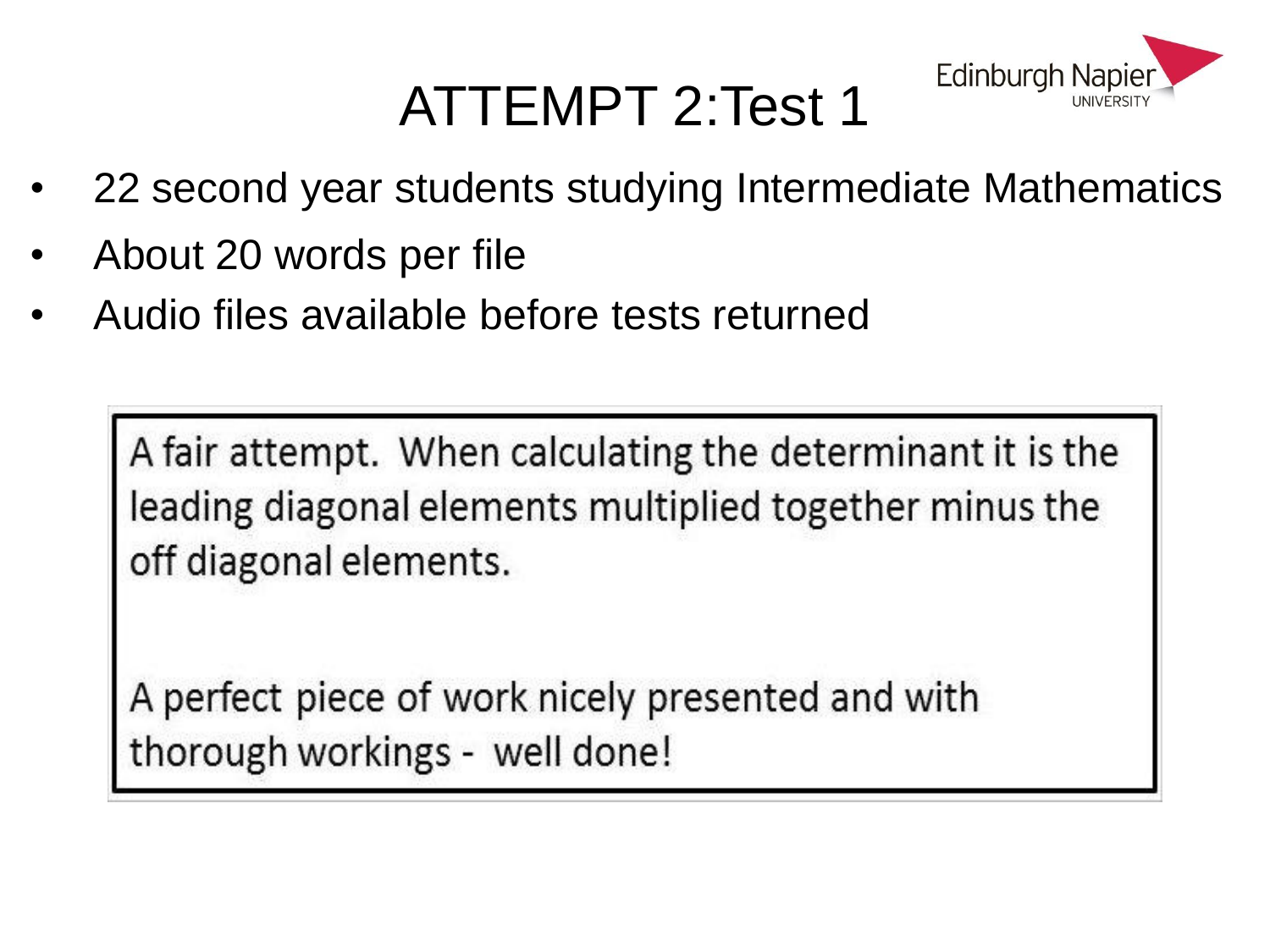# ATTEMPT 2:Test 1

- 22 second year students studying Intermediate Mathematics
- About 20 words per file
- Audio files available before tests returned

> A fair attempt. When calculating the determinant it is the leading diagonal elements multiplied together minus the off diagonal elements.
>
> A perfect piece of work nicely presented and with thorough workings - well done!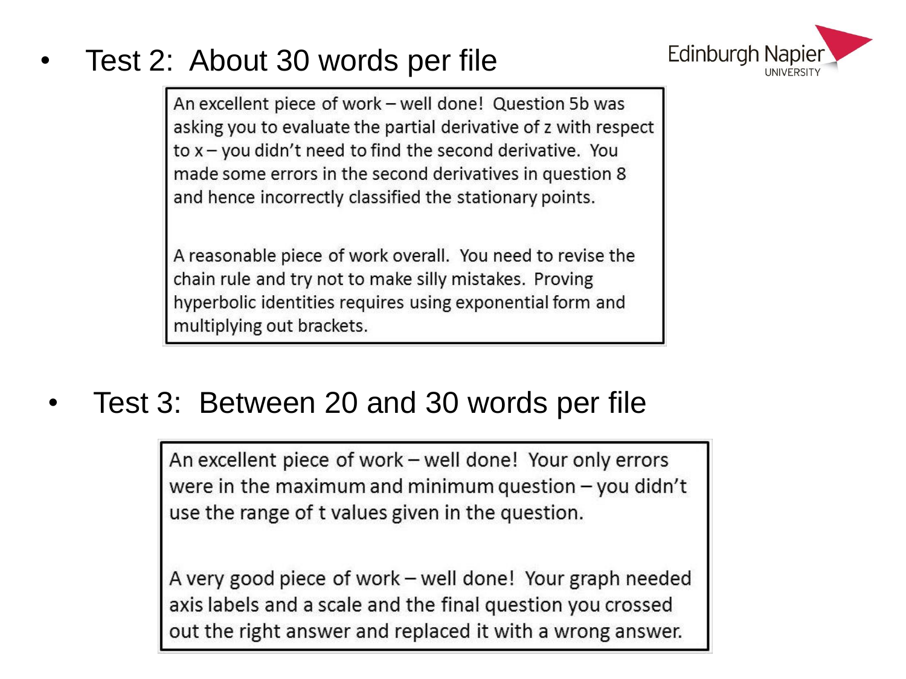- Test 2: About 30 words per file

> An excellent piece of work – well done! Question 5b was asking you to evaluate the partial derivative of z with respect to x – you didn't need to find the second derivative. You made some errors in the second derivatives in question 8 and hence incorrectly classified the stationary points.
>
> A reasonable piece of work overall. You need to revise the chain rule and try not to make silly mistakes. Proving hyperbolic identities requires using exponential form and multiplying out brackets.

- Test 3: Between 20 and 30 words per file

> An excellent piece of work – well done! Your only errors were in the maximum and minimum question – you didn't use the range of t values given in the question.
>
> A very good piece of work – well done! Your graph needed axis labels and a scale and the final question you crossed out the right answer and replaced it with a wrong answer.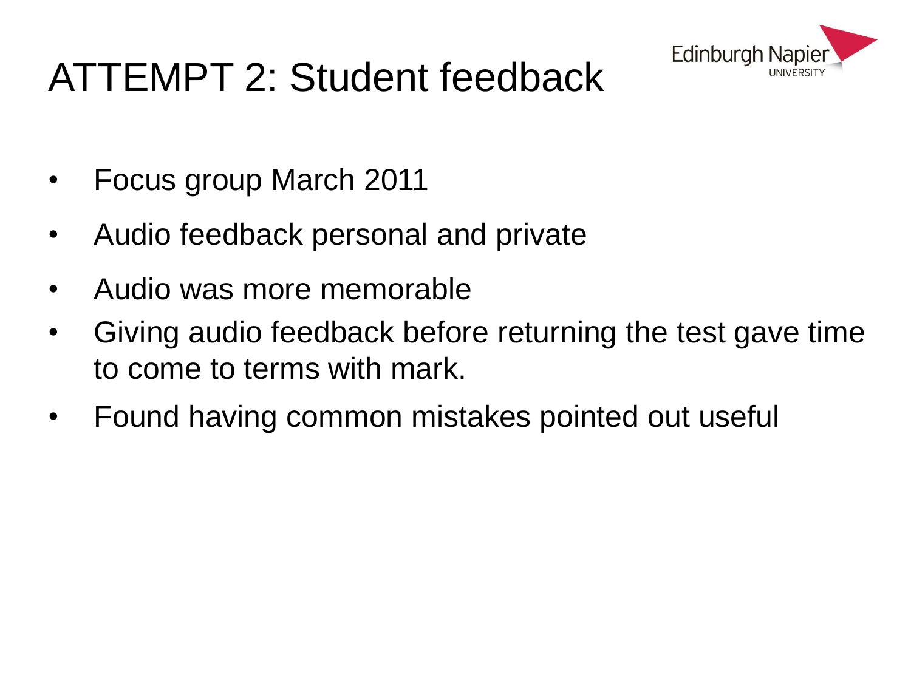# ATTEMPT 2: Student feedback

- Focus group March 2011
- Audio feedback personal and private
- Audio was more memorable
- Giving audio feedback before returning the test gave time to come to terms with mark.
- Found having common mistakes pointed out useful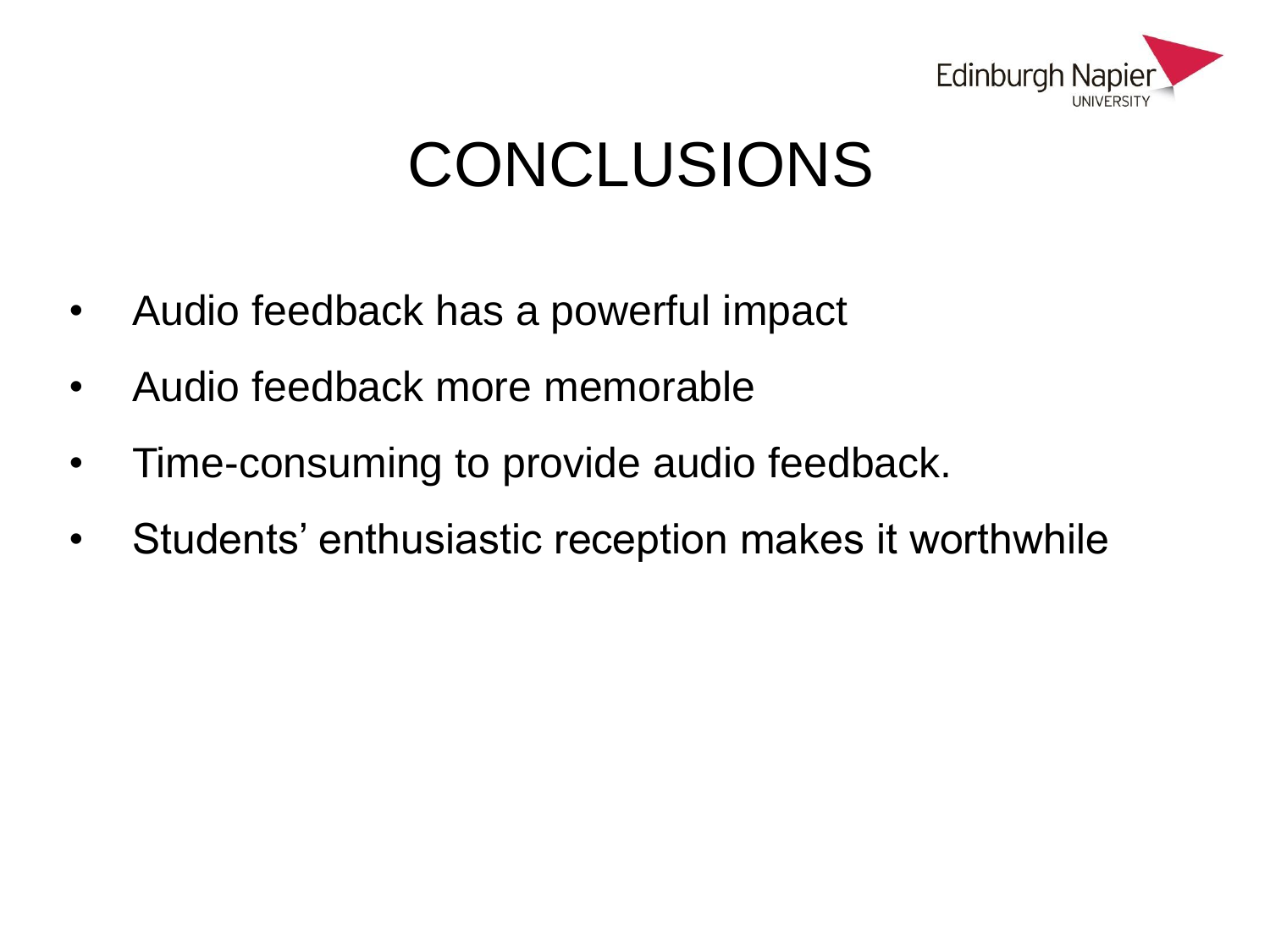# CONCLUSIONS

- Audio feedback has a powerful impact
- Audio feedback more memorable
- Time-consuming to provide audio feedback.
- Students' enthusiastic reception makes it worthwhile